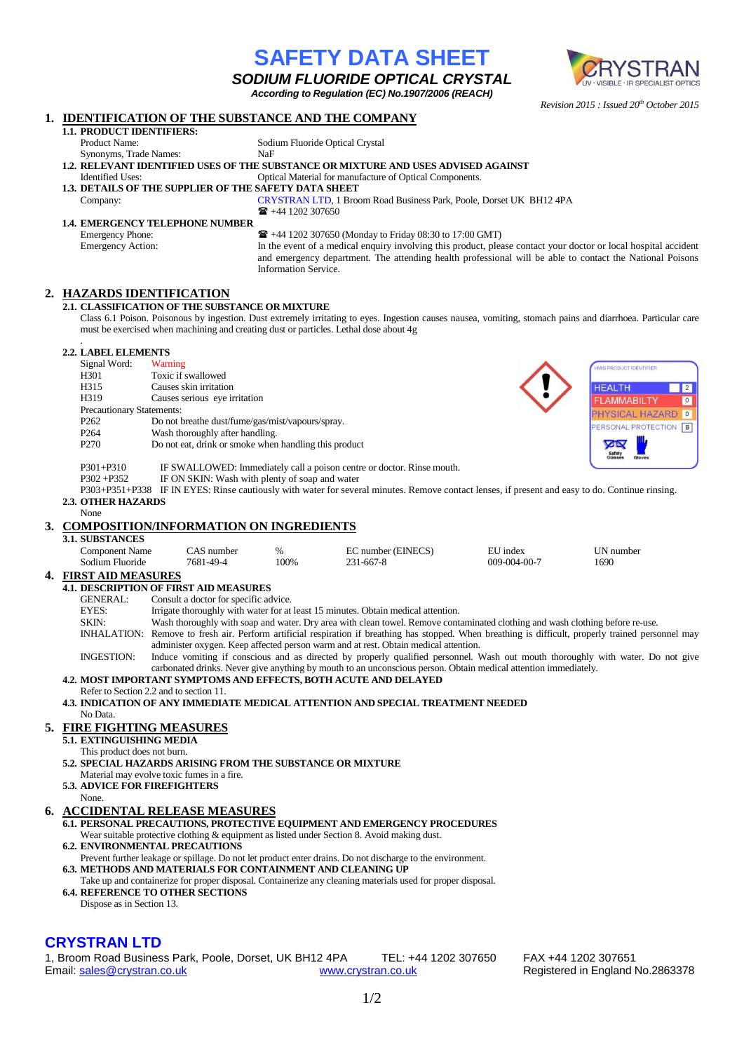# SAFETY DATA SHEET

## *SODIUM FLUORIDE OPTICAL CRYSTAL*

***According to Regulation (EC) No.1907/2006 (REACH)***

*Revision 2015 : Issued 20th October 2015*

## 1. IDENTIFICATION OF THE SUBSTANCE AND THE COMPANY

### 1.1. PRODUCT IDENTIFIERS:

Product Name: Sodium Fluoride Optical Crystal

Synonyms, Trade Names: NaF

### 1.2. RELEVANT IDENTIFIED USES OF THE SUBSTANCE OR MIXTURE AND USES ADVISED AGAINST

Identified Uses: Optical Material for manufacture of Optical Components.

### 1.3. DETAILS OF THE SUPPLIER OF THE SAFETY DATA SHEET

Company: CRYSTRAN LTD, 1 Broom Road Business Park, Poole, Dorset UK BH12 4PA
☎ +44 1202 307650

### 1.4. EMERGENCY TELEPHONE NUMBER

Emergency Phone: ☎ +44 1202 307650 (Monday to Friday 08:30 to 17:00 GMT)

Emergency Action: In the event of a medical enquiry involving this product, please contact your doctor or local hospital accident and emergency department. The attending health professional will be able to contact the National Poisons Information Service.

## 2. HAZARDS IDENTIFICATION

### 2.1. CLASSIFICATION OF THE SUBSTANCE OR MIXTURE

Class 6.1 Poison. Poisonous by ingestion. Dust extremely irritating to eyes. Ingestion causes nausea, vomiting, stomach pains and diarrhoea. Particular care must be exercised when machining and creating dust or particles. Lethal dose about 4g

.

### 2.2. LABEL ELEMENTS

Signal Word: Warning

H301 Toxic if swallowed

H315 Causes skin irritation

H319 Causes serious eye irritation

Precautionary Statements:

P262 Do not breathe dust/fume/gas/mist/vapours/spray.

P264 Wash thoroughly after handling.

P270 Do not eat, drink or smoke when handling this product

P301+P310 IF SWALLOWED: Immediately call a poison centre or doctor. Rinse mouth.

P302 +P352 IF ON SKIN: Wash with plenty of soap and water

P303+P351+P338 IF IN EYES: Rinse cautiously with water for several minutes. Remove contact lenses, if present and easy to do. Continue rinsing.

HMIS PRODUCT IDENTIFIER

| | |
|---|---|
| HEALTH | 2 |
| FLAMMABILTY | 0 |
| PHYSICAL HAZARD | 0 |
| PERSONAL PROTECTION | B |

Safety Glasses, Gloves

### 2.3. OTHER HAZARDS

None

## 3. COMPOSITION/INFORMATION ON INGREDIENTS

### 3.1. SUBSTANCES

| Component Name | CAS number | % | EC number (EINECS) | EU index | UN number |
|---|---|---|---|---|---|
| Sodium Fluoride | 7681-49-4 | 100% | 231-667-8 | 009-004-00-7 | 1690 |

## 4. FIRST AID MEASURES

### 4.1. DESCRIPTION OF FIRST AID MEASURES

GENERAL: Consult a doctor for specific advice.

EYES: Irrigate thoroughly with water for at least 15 minutes. Obtain medical attention.

SKIN: Wash thoroughly with soap and water. Dry area with clean towel. Remove contaminated clothing and wash clothing before re-use.

INHALATION: Remove to fresh air. Perform artificial respiration if breathing has stopped. When breathing is difficult, properly trained personnel may administer oxygen. Keep affected person warm and at rest. Obtain medical attention.

INGESTION: Induce vomiting if conscious and as directed by properly qualified personnel. Wash out mouth thoroughly with water. Do not give carbonated drinks. Never give anything by mouth to an unconscious person. Obtain medical attention immediately.

### 4.2. MOST IMPORTANT SYMPTOMS AND EFFECTS, BOTH ACUTE AND DELAYED

Refer to Section 2.2 and to section 11.

### 4.3. INDICATION OF ANY IMMEDIATE MEDICAL ATTENTION AND SPECIAL TREATMENT NEEDED

No Data.

## 5. FIRE FIGHTING MEASURES

### 5.1. EXTINGUISHING MEDIA

This product does not burn.

### 5.2. SPECIAL HAZARDS ARISING FROM THE SUBSTANCE OR MIXTURE

Material may evolve toxic fumes in a fire.

### 5.3. ADVICE FOR FIREFIGHTERS

None.

## 6. ACCIDENTAL RELEASE MEASURES

### 6.1. PERSONAL PRECAUTIONS, PROTECTIVE EQUIPMENT AND EMERGENCY PROCEDURES

Wear suitable protective clothing & equipment as listed under Section 8. Avoid making dust.

### 6.2. ENVIRONMENTAL PRECAUTIONS

Prevent further leakage or spillage. Do not let product enter drains. Do not discharge to the environment.

### 6.3. METHODS AND MATERIALS FOR CONTAINMENT AND CLEANING UP

Take up and containerize for proper disposal. Containerize any cleaning materials used for proper disposal.

### 6.4. REFERENCE TO OTHER SECTIONS

Dispose as in Section 13.

**CRYSTRAN LTD**

1, Broom Road Business Park, Poole, Dorset, UK BH12 4PA TEL: +44 1202 307650 FAX +44 1202 307651
Email: sales@crystran.co.uk www.crystran.co.uk Registered in England No.2863378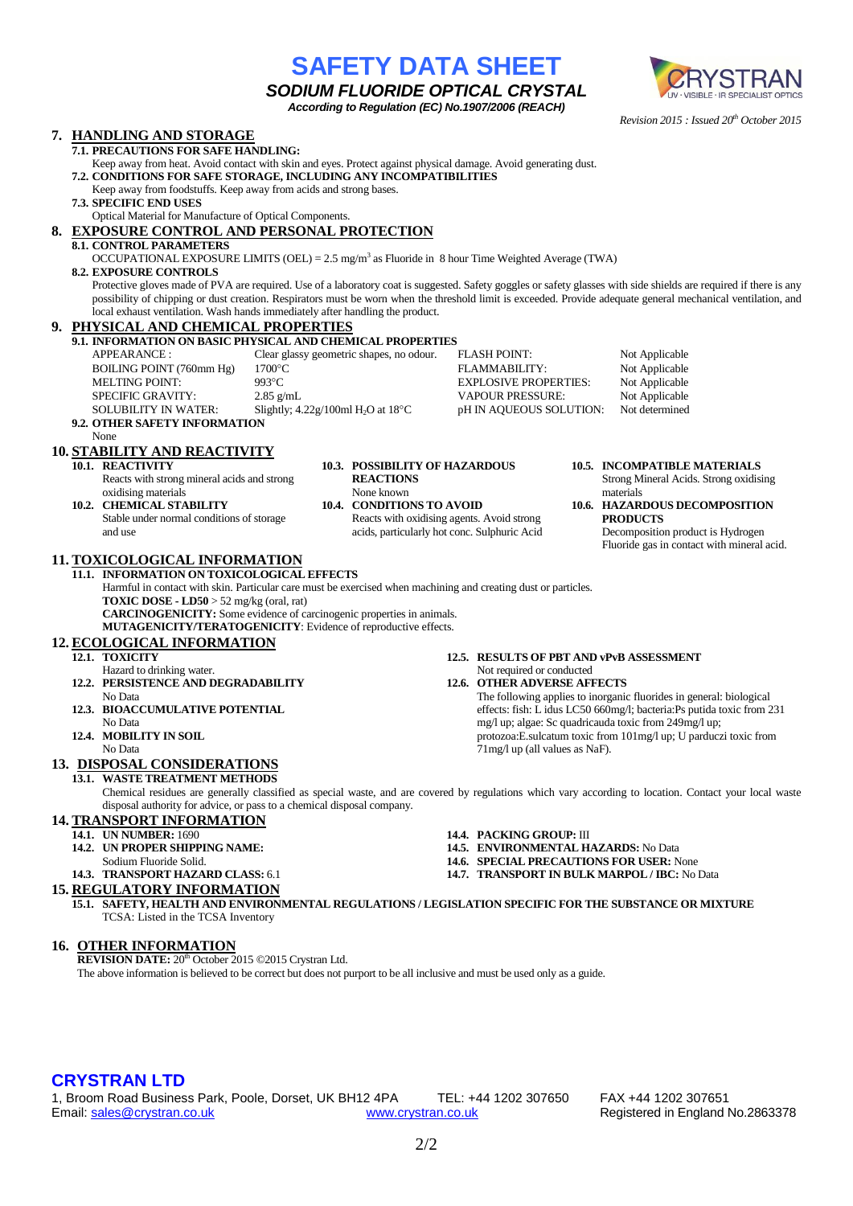# SAFETY DATA SHEET

## *SODIUM FLUORIDE OPTICAL CRYSTAL*

***According to Regulation (EC) No.1907/2006 (REACH)***

*Revision 2015 : Issued 20th October 2015*

## 7. HANDLING AND STORAGE

**7.1. PRECAUTIONS FOR SAFE HANDLING:**

Keep away from heat. Avoid contact with skin and eyes. Protect against physical damage. Avoid generating dust.

**7.2. CONDITIONS FOR SAFE STORAGE, INCLUDING ANY INCOMPATIBILITIES**

Keep away from foodstuffs. Keep away from acids and strong bases.

**7.3. SPECIFIC END USES**

Optical Material for Manufacture of Optical Components.

## 8. EXPOSURE CONTROL AND PERSONAL PROTECTION

**8.1. CONTROL PARAMETERS**

OCCUPATIONAL EXPOSURE LIMITS (OEL) = 2.5 mg/m$^3$ as Fluoride in 8 hour Time Weighted Average (TWA)

**8.2. EXPOSURE CONTROLS**

Protective gloves made of PVA are required. Use of a laboratory coat is suggested. Safety goggles or safety glasses with side shields are required if there is any possibility of chipping or dust creation. Respirators must be worn when the threshold limit is exceeded. Provide adequate general mechanical ventilation, and local exhaust ventilation. Wash hands immediately after handling the product.

## 9. PHYSICAL AND CHEMICAL PROPERTIES

**9.1. INFORMATION ON BASIC PHYSICAL AND CHEMICAL PROPERTIES**

| | | | |
|---|---|---|---|
| APPEARANCE : | Clear glassy geometric shapes, no odour. | FLASH POINT: | Not Applicable |
| BOILING POINT (760mm Hg) | 1700°C | FLAMMABILITY: | Not Applicable |
| MELTING POINT: | 993°C | EXPLOSIVE PROPERTIES: | Not Applicable |
| SPECIFIC GRAVITY: | 2.85 g/mL | VAPOUR PRESSURE: | Not Applicable |
| SOLUBILITY IN WATER: | Slightly; 4.22g/100ml $H_2O$ at 18°C | pH IN AQUEOUS SOLUTION: | Not determined |

**9.2. OTHER SAFETY INFORMATION**

None

## 10. STABILITY AND REACTIVITY

**10.1. REACTIVITY**

Reacts with strong mineral acids and strong oxidising materials

**10.2. CHEMICAL STABILITY**

Stable under normal conditions of storage and use

**10.3. POSSIBILITY OF HAZARDOUS REACTIONS**

None known

**10.4. CONDITIONS TO AVOID**

Reacts with oxidising agents. Avoid strong acids, particularly hot conc. Sulphuric Acid

**10.5. INCOMPATIBLE MATERIALS**

Strong Mineral Acids. Strong oxidising materials

**10.6. HAZARDOUS DECOMPOSITION PRODUCTS**

Decomposition product is Hydrogen Fluoride gas in contact with mineral acid.

## 11. TOXICOLOGICAL INFORMATION

**11.1. INFORMATION ON TOXICOLOGICAL EFFECTS**

Harmful in contact with skin. Particular care must be exercised when machining and creating dust or particles.

**TOXIC DOSE - LD50** > 52 mg/kg (oral, rat)

**CARCINOGENICITY:** Some evidence of carcinogenic properties in animals.

**MUTAGENICITY/TERATOGENICITY**: Evidence of reproductive effects.

## 12. ECOLOGICAL INFORMATION

**12.1. TOXICITY**

Hazard to drinking water.

**12.2. PERSISTENCE AND DEGRADABILITY**

No Data

**12.3. BIOACCUMULATIVE POTENTIAL**

No Data

**12.4. MOBILITY IN SOIL**

No Data

**12.5. RESULTS OF PBT AND vPvB ASSESSMENT**

Not required or conducted

**12.6. OTHER ADVERSE AFFECTS**

The following applies to inorganic fluorides in general: biological effects: fish: L idus LC50 660mg/l; bacteria:Ps putida toxic from 231 mg/l up; algae: Sc quadricauda toxic from 249mg/l up; protozoa:E.sulcatum toxic from 101mg/l up; U parduczi toxic from 71mg/l up (all values as NaF).

## 13. DISPOSAL CONSIDERATIONS

**13.1. WASTE TREATMENT METHODS**

Chemical residues are generally classified as special waste, and are covered by regulations which vary according to location. Contact your local waste disposal authority for advice, or pass to a chemical disposal company.

## 14. TRANSPORT INFORMATION

**14.1. UN NUMBER:** 1690

**14.2. UN PROPER SHIPPING NAME:**

Sodium Fluoride Solid.

**14.3. TRANSPORT HAZARD CLASS:** 6.1

**14.4. PACKING GROUP:** III

**14.5. ENVIRONMENTAL HAZARDS:** No Data

**14.6. SPECIAL PRECAUTIONS FOR USER:** None

**14.7. TRANSPORT IN BULK MARPOL / IBC:** No Data

## 15. REGULATORY INFORMATION

**15.1. SAFETY, HEALTH AND ENVIRONMENTAL REGULATIONS / LEGISLATION SPECIFIC FOR THE SUBSTANCE OR MIXTURE**

TCSA: Listed in the TCSA Inventory

## 16. OTHER INFORMATION

**REVISION DATE:** 20th October 2015 ©2015 Crystran Ltd.

The above information is believed to be correct but does not purport to be all inclusive and must be used only as a guide.

**CRYSTRAN LTD**

1, Broom Road Business Park, Poole, Dorset, UK BH12 4PA TEL: +44 1202 307650 FAX +44 1202 307651
Email: sales@crystran.co.uk www.crystran.co.uk Registered in England No.2863378